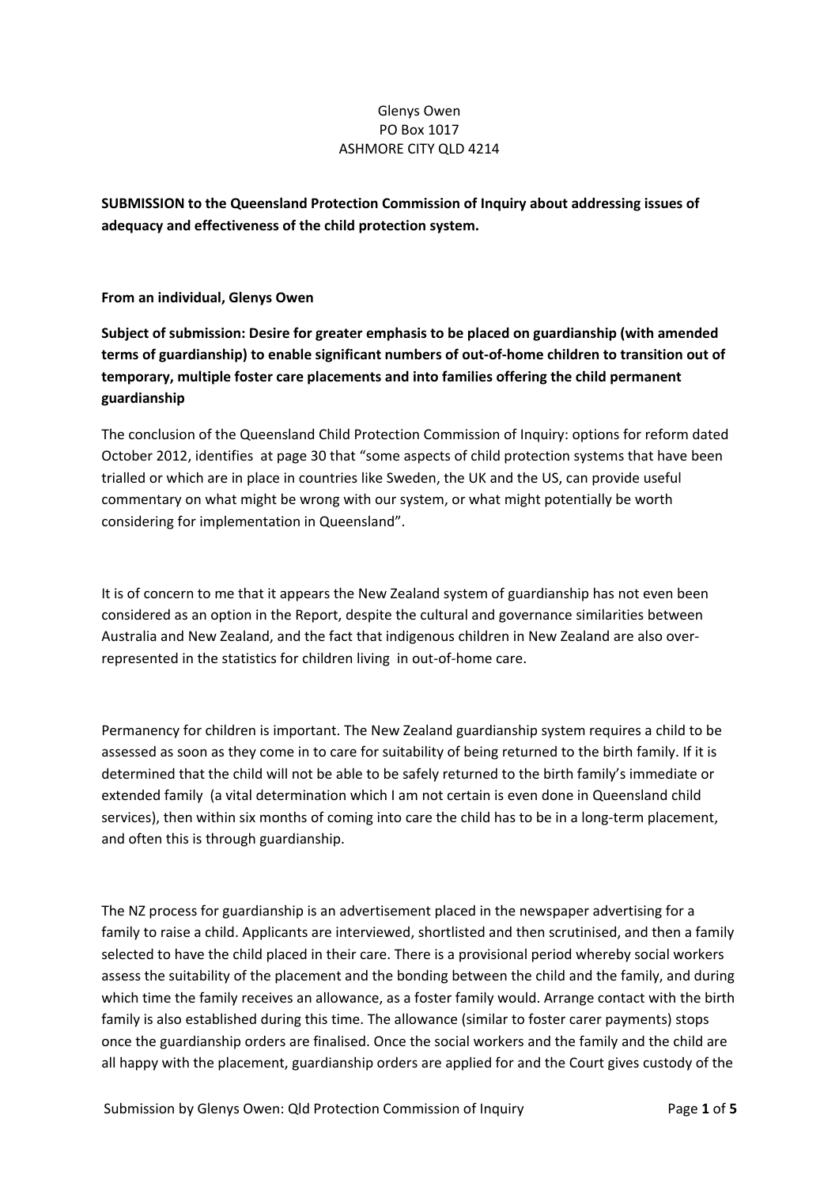Glenys Owen
PO Box 1017
ASHMORE CITY QLD 4214

**SUBMISSION to the Queensland Protection Commission of Inquiry about addressing issues of adequacy and effectiveness of the child protection system.**

**From an individual, Glenys Owen**

**Subject of submission: Desire for greater emphasis to be placed on guardianship (with amended terms of guardianship) to enable significant numbers of out-of-home children to transition out of temporary, multiple foster care placements and into families offering the child permanent guardianship**

The conclusion of the Queensland Child Protection Commission of Inquiry: options for reform dated October 2012, identifies at page 30 that "some aspects of child protection systems that have been trialled or which are in place in countries like Sweden, the UK and the US, can provide useful commentary on what might be wrong with our system, or what might potentially be worth considering for implementation in Queensland".

It is of concern to me that it appears the New Zealand system of guardianship has not even been considered as an option in the Report, despite the cultural and governance similarities between Australia and New Zealand, and the fact that indigenous children in New Zealand are also over-represented in the statistics for children living in out-of-home care.

Permanency for children is important. The New Zealand guardianship system requires a child to be assessed as soon as they come in to care for suitability of being returned to the birth family. If it is determined that the child will not be able to be safely returned to the birth family's immediate or extended family (a vital determination which I am not certain is even done in Queensland child services), then within six months of coming into care the child has to be in a long-term placement, and often this is through guardianship.

The NZ process for guardianship is an advertisement placed in the newspaper advertising for a family to raise a child. Applicants are interviewed, shortlisted and then scrutinised, and then a family selected to have the child placed in their care. There is a provisional period whereby social workers assess the suitability of the placement and the bonding between the child and the family, and during which time the family receives an allowance, as a foster family would. Arrange contact with the birth family is also established during this time. The allowance (similar to foster carer payments) stops once the guardianship orders are finalised. Once the social workers and the family and the child are all happy with the placement, guardianship orders are applied for and the Court gives custody of the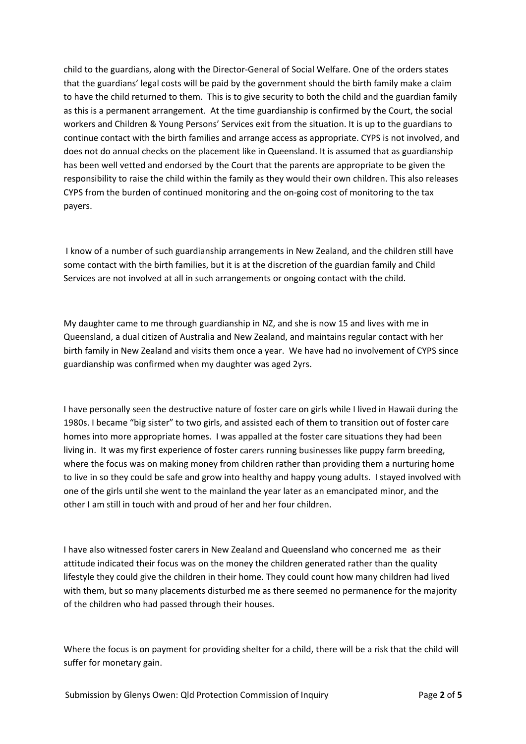child to the guardians, along with the Director-General of Social Welfare. One of the orders states that the guardians' legal costs will be paid by the government should the birth family make a claim to have the child returned to them. This is to give security to both the child and the guardian family as this is a permanent arrangement. At the time guardianship is confirmed by the Court, the social workers and Children & Young Persons' Services exit from the situation. It is up to the guardians to continue contact with the birth families and arrange access as appropriate. CYPS is not involved, and does not do annual checks on the placement like in Queensland. It is assumed that as guardianship has been well vetted and endorsed by the Court that the parents are appropriate to be given the responsibility to raise the child within the family as they would their own children. This also releases CYPS from the burden of continued monitoring and the on-going cost of monitoring to the tax payers.

I know of a number of such guardianship arrangements in New Zealand, and the children still have some contact with the birth families, but it is at the discretion of the guardian family and Child Services are not involved at all in such arrangements or ongoing contact with the child.

My daughter came to me through guardianship in NZ, and she is now 15 and lives with me in Queensland, a dual citizen of Australia and New Zealand, and maintains regular contact with her birth family in New Zealand and visits them once a year. We have had no involvement of CYPS since guardianship was confirmed when my daughter was aged 2yrs.

I have personally seen the destructive nature of foster care on girls while I lived in Hawaii during the 1980s. I became "big sister" to two girls, and assisted each of them to transition out of foster care homes into more appropriate homes. I was appalled at the foster care situations they had been living in. It was my first experience of foster carers running businesses like puppy farm breeding, where the focus was on making money from children rather than providing them a nurturing home to live in so they could be safe and grow into healthy and happy young adults. I stayed involved with one of the girls until she went to the mainland the year later as an emancipated minor, and the other I am still in touch with and proud of her and her four children.

I have also witnessed foster carers in New Zealand and Queensland who concerned me as their attitude indicated their focus was on the money the children generated rather than the quality lifestyle they could give the children in their home. They could count how many children had lived with them, but so many placements disturbed me as there seemed no permanence for the majority of the children who had passed through their houses.

Where the focus is on payment for providing shelter for a child, there will be a risk that the child will suffer for monetary gain.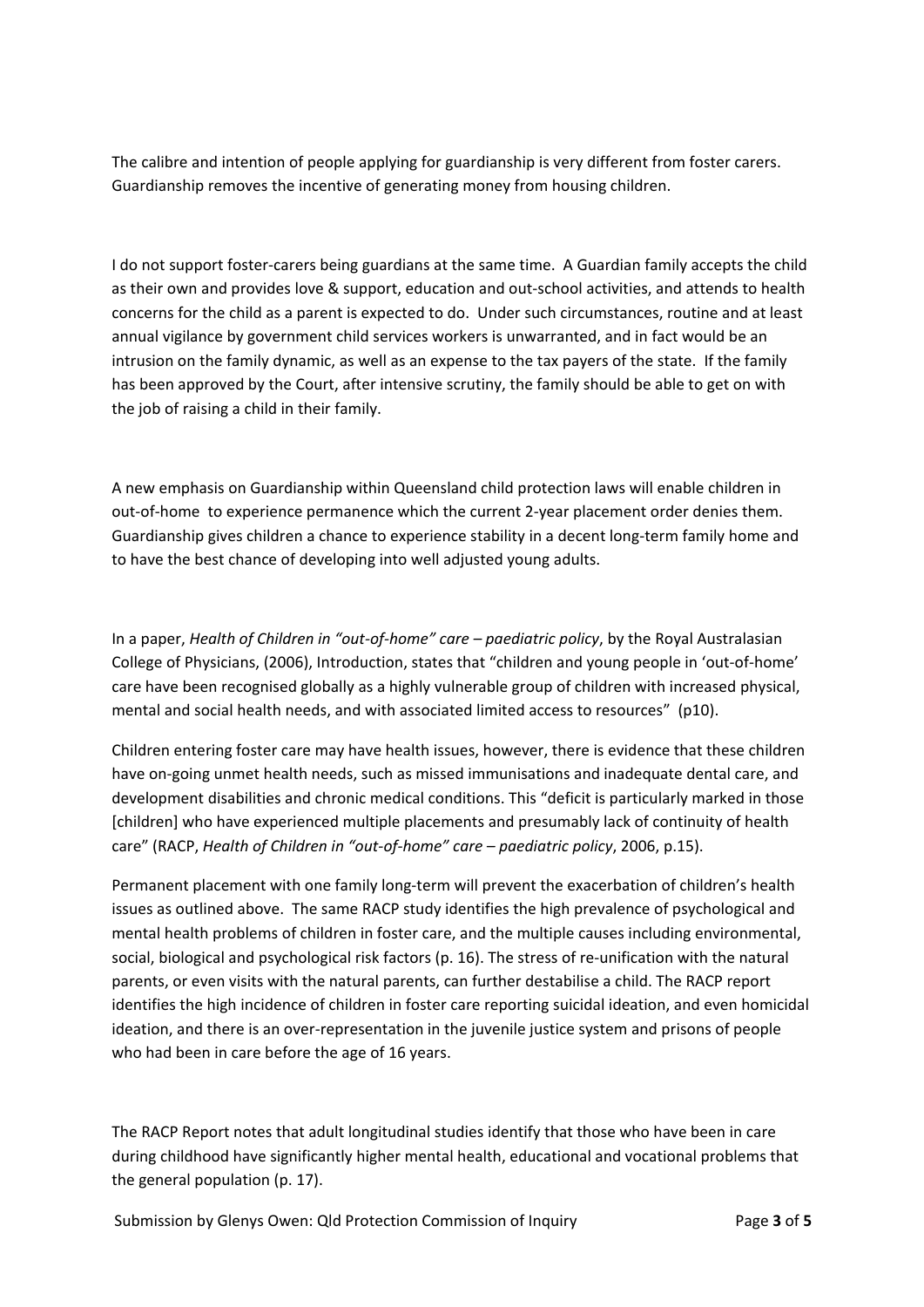The calibre and intention of people applying for guardianship is very different from foster carers. Guardianship removes the incentive of generating money from housing children.

I do not support foster-carers being guardians at the same time. A Guardian family accepts the child as their own and provides love & support, education and out-school activities, and attends to health concerns for the child as a parent is expected to do. Under such circumstances, routine and at least annual vigilance by government child services workers is unwarranted, and in fact would be an intrusion on the family dynamic, as well as an expense to the tax payers of the state. If the family has been approved by the Court, after intensive scrutiny, the family should be able to get on with the job of raising a child in their family.

A new emphasis on Guardianship within Queensland child protection laws will enable children in out-of-home to experience permanence which the current 2-year placement order denies them. Guardianship gives children a chance to experience stability in a decent long-term family home and to have the best chance of developing into well adjusted young adults.

In a paper, *Health of Children in "out-of-home" care – paediatric policy*, by the Royal Australasian College of Physicians, (2006), Introduction, states that "children and young people in 'out-of-home' care have been recognised globally as a highly vulnerable group of children with increased physical, mental and social health needs, and with associated limited access to resources" (p10).

Children entering foster care may have health issues, however, there is evidence that these children have on-going unmet health needs, such as missed immunisations and inadequate dental care, and development disabilities and chronic medical conditions. This "deficit is particularly marked in those [children] who have experienced multiple placements and presumably lack of continuity of health care" (RACP, *Health of Children in "out-of-home" care – paediatric policy*, 2006, p.15).

Permanent placement with one family long-term will prevent the exacerbation of children's health issues as outlined above. The same RACP study identifies the high prevalence of psychological and mental health problems of children in foster care, and the multiple causes including environmental, social, biological and psychological risk factors (p. 16). The stress of re-unification with the natural parents, or even visits with the natural parents, can further destabilise a child. The RACP report identifies the high incidence of children in foster care reporting suicidal ideation, and even homicidal ideation, and there is an over-representation in the juvenile justice system and prisons of people who had been in care before the age of 16 years.

The RACP Report notes that adult longitudinal studies identify that those who have been in care during childhood have significantly higher mental health, educational and vocational problems that the general population (p. 17).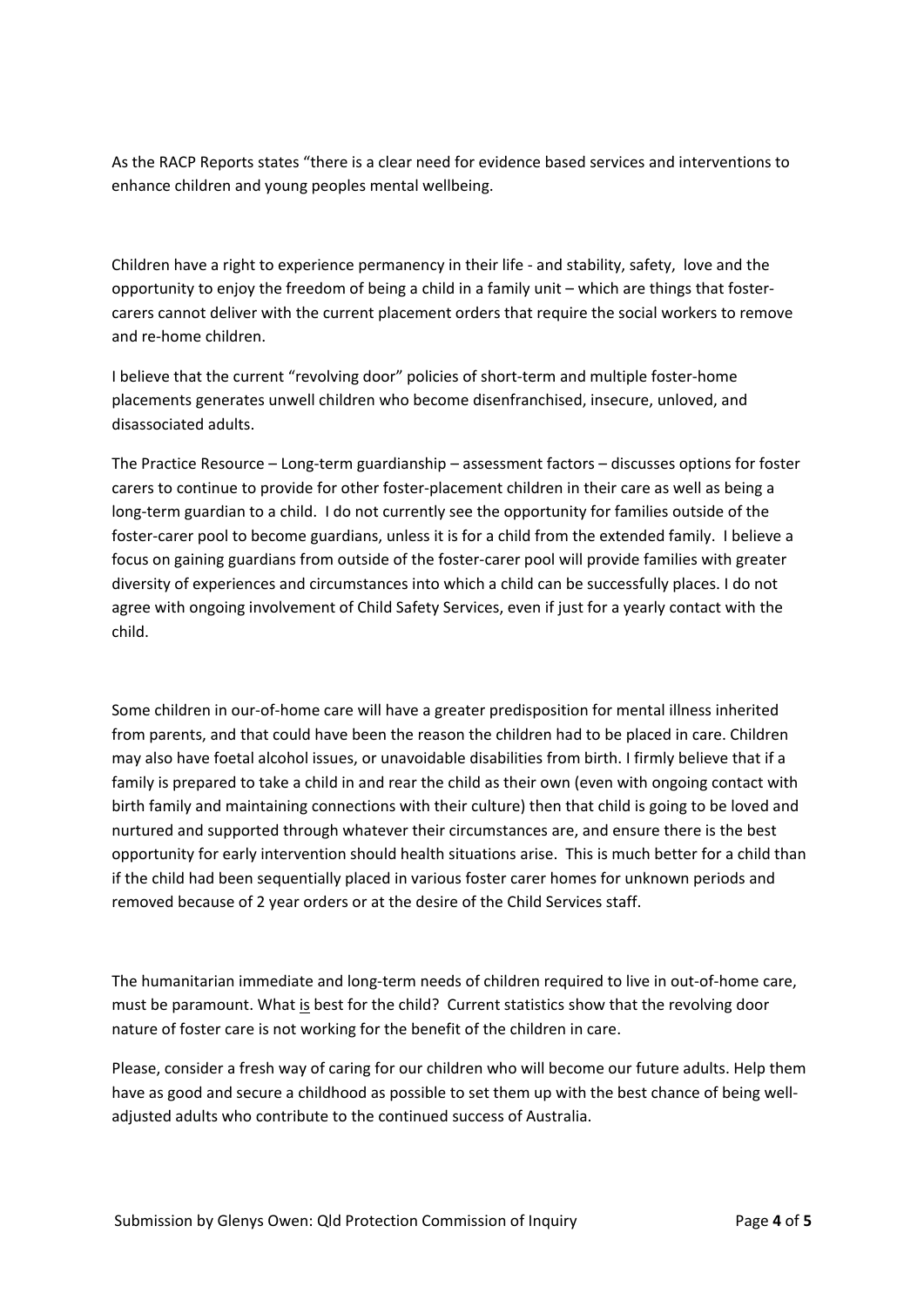As the RACP Reports states "there is a clear need for evidence based services and interventions to enhance children and young peoples mental wellbeing.

Children have a right to experience permanency in their life - and stability, safety, love and the opportunity to enjoy the freedom of being a child in a family unit – which are things that foster-carers cannot deliver with the current placement orders that require the social workers to remove and re-home children.

I believe that the current "revolving door" policies of short-term and multiple foster-home placements generates unwell children who become disenfranchised, insecure, unloved, and disassociated adults.

The Practice Resource – Long-term guardianship – assessment factors – discusses options for foster carers to continue to provide for other foster-placement children in their care as well as being a long-term guardian to a child. I do not currently see the opportunity for families outside of the foster-carer pool to become guardians, unless it is for a child from the extended family. I believe a focus on gaining guardians from outside of the foster-carer pool will provide families with greater diversity of experiences and circumstances into which a child can be successfully places. I do not agree with ongoing involvement of Child Safety Services, even if just for a yearly contact with the child.

Some children in our-of-home care will have a greater predisposition for mental illness inherited from parents, and that could have been the reason the children had to be placed in care. Children may also have foetal alcohol issues, or unavoidable disabilities from birth. I firmly believe that if a family is prepared to take a child in and rear the child as their own (even with ongoing contact with birth family and maintaining connections with their culture) then that child is going to be loved and nurtured and supported through whatever their circumstances are, and ensure there is the best opportunity for early intervention should health situations arise. This is much better for a child than if the child had been sequentially placed in various foster carer homes for unknown periods and removed because of 2 year orders or at the desire of the Child Services staff.

The humanitarian immediate and long-term needs of children required to live in out-of-home care, must be paramount. What <u>is</u> best for the child? Current statistics show that the revolving door nature of foster care is not working for the benefit of the children in care.

Please, consider a fresh way of caring for our children who will become our future adults. Help them have as good and secure a childhood as possible to set them up with the best chance of being well-adjusted adults who contribute to the continued success of Australia.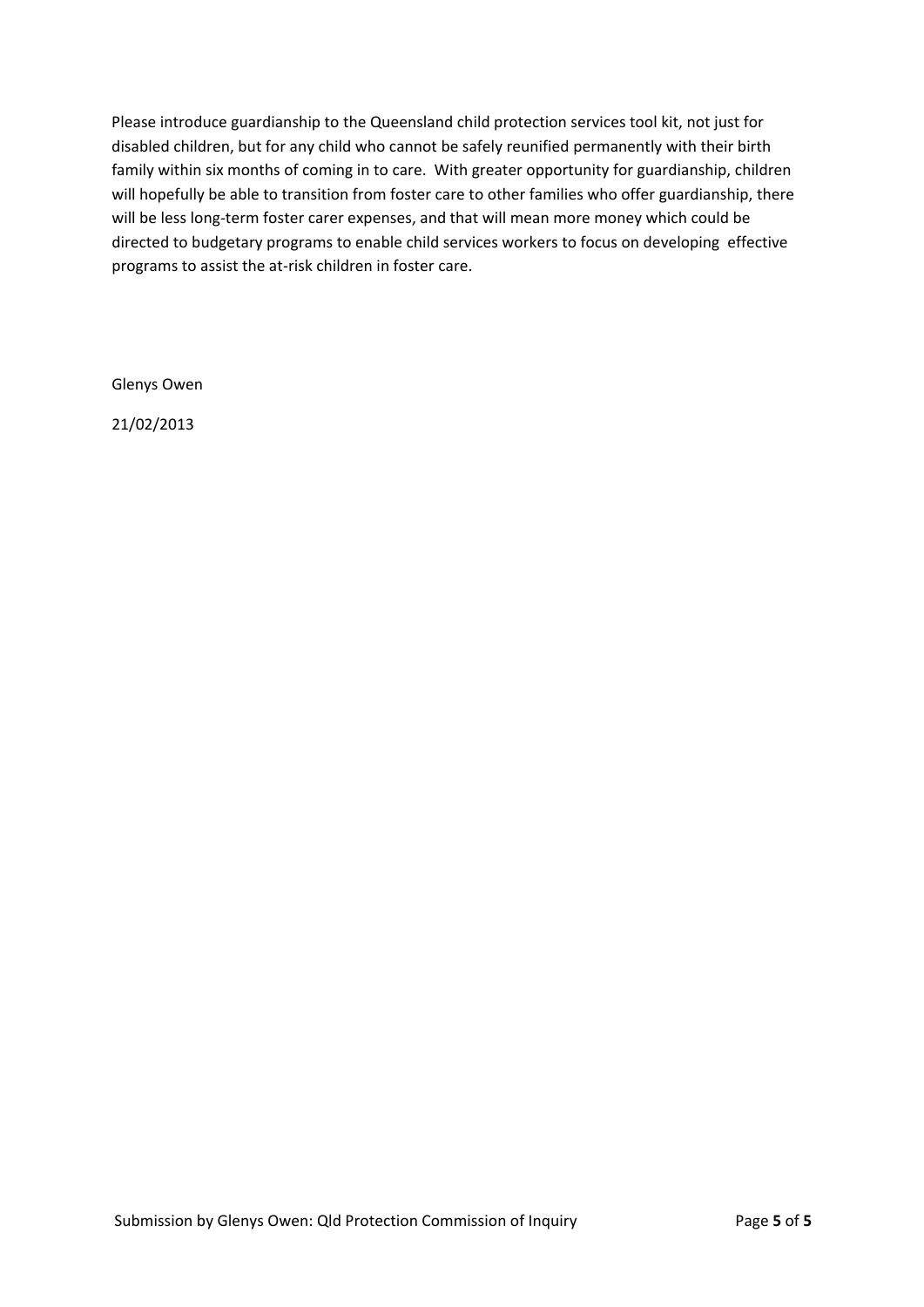Please introduce guardianship to the Queensland child protection services tool kit, not just for disabled children, but for any child who cannot be safely reunified permanently with their birth family within six months of coming in to care. With greater opportunity for guardianship, children will hopefully be able to transition from foster care to other families who offer guardianship, there will be less long-term foster carer expenses, and that will mean more money which could be directed to budgetary programs to enable child services workers to focus on developing effective programs to assist the at-risk children in foster care.

Glenys Owen

21/02/2013